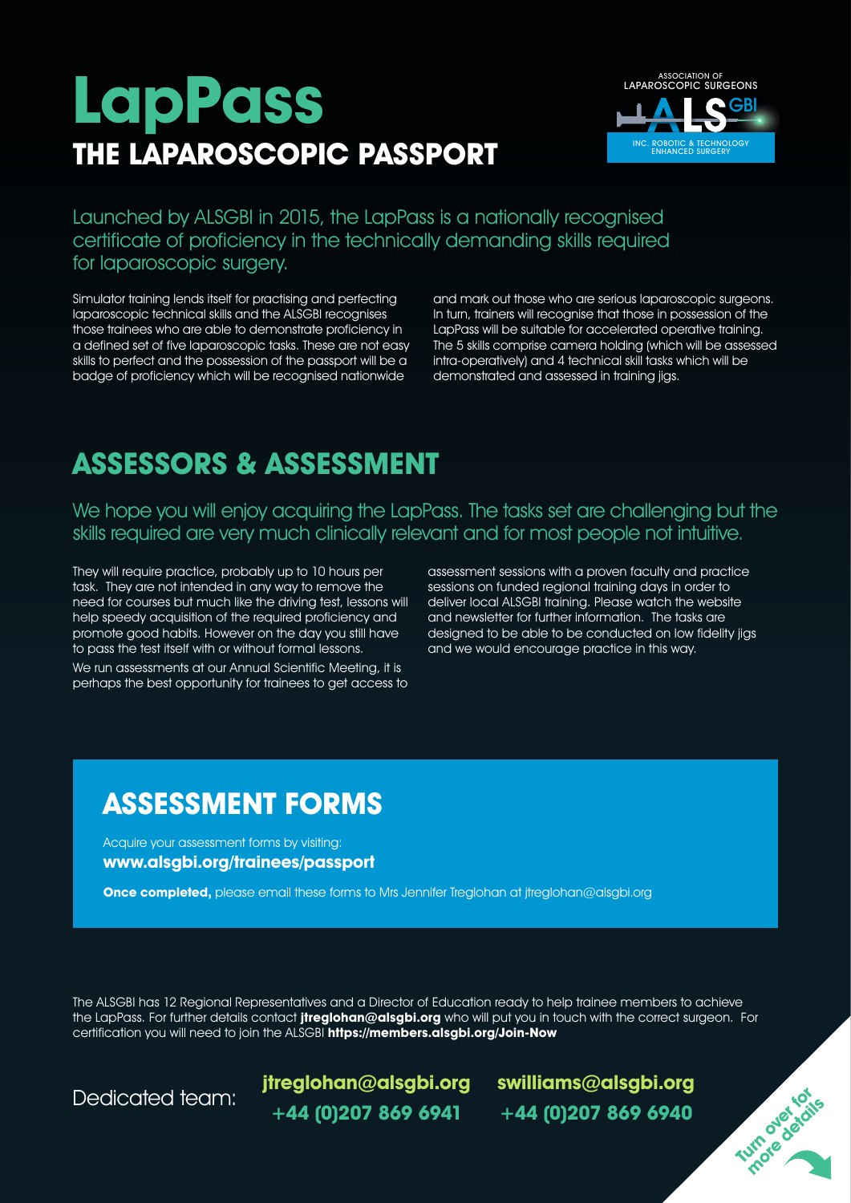# LapPass

## THE LAPAROSCOPIC PASSPORT

ASSOCIATION OF LAPAROSCOPIC SURGEONS ALS GBI INC. ROBOTIC & TECHNOLOGY ENHANCED SURGERY

Launched by ALSGBI in 2015, the LapPass is a nationally recognised certificate of proficiency in the technically demanding skills required for laparoscopic surgery.

Simulator training lends itself for practising and perfecting laparoscopic technical skills and the ALSGBI recognises those trainees who are able to demonstrate proficiency in a defined set of five laparoscopic tasks. These are not easy skills to perfect and the possession of the passport will be a badge of proficiency which will be recognised nationwide and mark out those who are serious laparoscopic surgeons. In turn, trainers will recognise that those in possession of the LapPass will be suitable for accelerated operative training. The 5 skills comprise camera holding (which will be assessed intra-operatively) and 4 technical skill tasks which will be demonstrated and assessed in training jigs.

## ASSESSORS & ASSESSMENT

We hope you will enjoy acquiring the LapPass. The tasks set are challenging but the skills required are very much clinically relevant and for most people not intuitive.

They will require practice, probably up to 10 hours per task. They are not intended in any way to remove the need for courses but much like the driving test, lessons will help speedy acquisition of the required proficiency and promote good habits. However on the day you still have to pass the test itself with or without formal lessons.

We run assessments at our Annual Scientific Meeting, it is perhaps the best opportunity for trainees to get access to assessment sessions with a proven faculty and practice sessions on funded regional training days in order to deliver local ALSGBI training. Please watch the website and newsletter for further information. The tasks are designed to be able to be conducted on low fidelity jigs and we would encourage practice in this way.

## ASSESSMENT FORMS

Acquire your assessment forms by visiting:
**www.alsgbi.org/trainees/passport**

**Once completed,** please email these forms to Mrs Jennifer Treglohan at jtreglohan@alsgbi.org

The ALSGBI has 12 Regional Representatives and a Director of Education ready to help trainee members to achieve the LapPass. For further details contact **jtreglohan@alsgbi.org** who will put you in touch with the correct surgeon. For certification you will need to join the ALSGBI **https://members.alsgbi.org/Join-Now**

Dedicated team: **jtreglohan@alsgbi.org** **+44 (0)207 869 6941** **swilliams@alsgbi.org** **+44 (0)207 869 6940**

**Turn over for more details**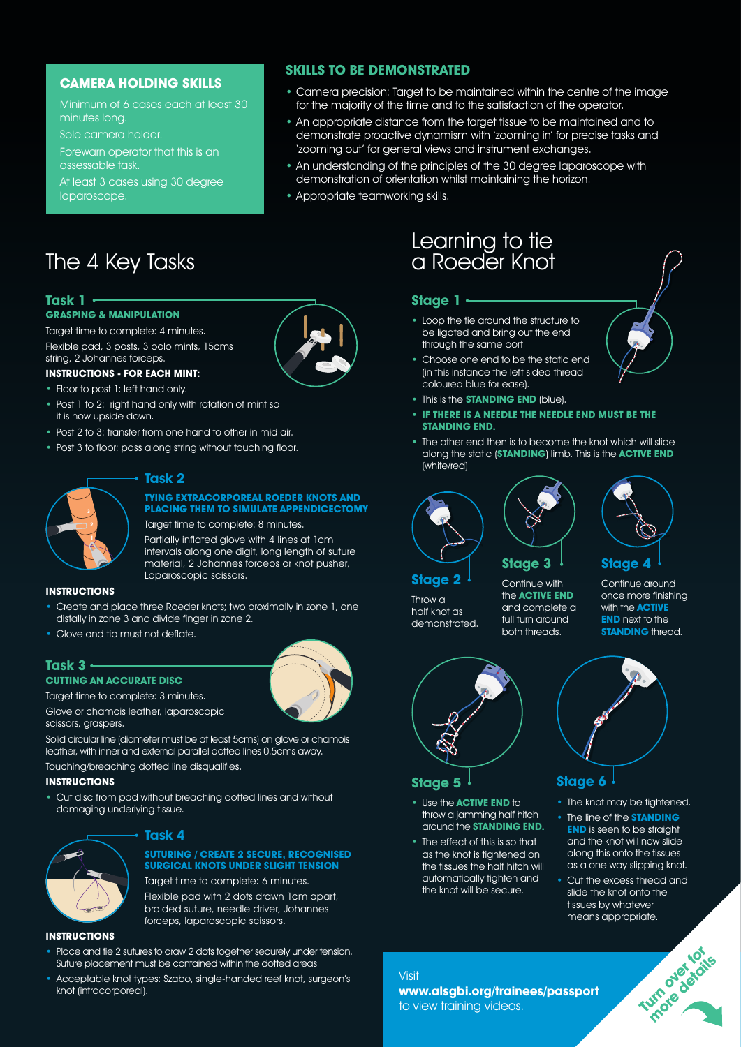## CAMERA HOLDING SKILLS

Minimum of 6 cases each at least 30 minutes long.

Sole camera holder.

Forewarn operator that this is an assessable task.

At least 3 cases using 30 degree laparoscope.

## SKILLS TO BE DEMONSTRATED

- Camera precision: Target to be maintained within the centre of the image for the majority of the time and to the satisfaction of the operator.
- An appropriate distance from the target tissue to be maintained and to demonstrate proactive dynamism with 'zooming in' for precise tasks and 'zooming out' for general views and instrument exchanges.
- An understanding of the principles of the 30 degree laparoscope with demonstration of orientation whilst maintaining the horizon.
- Appropriate teamworking skills.

# The 4 Key Tasks

### Task 1

**GRASPING & MANIPULATION**

Target time to complete: 4 minutes.

Flexible pad, 3 posts, 3 polo mints, 15cms string, 2 Johannes forceps.

**INSTRUCTIONS - FOR EACH MINT:**

- Floor to post 1: left hand only.
- Post 1 to 2: right hand only with rotation of mint so it is now upside down.
- Post 2 to 3: transfer from one hand to other in mid air.
- Post 3 to floor: pass along string without touching floor.

### Task 2

**TYING EXTRACORPOREAL ROEDER KNOTS AND PLACING THEM TO SIMULATE APPENDICECTOMY**

Target time to complete: 8 minutes.

Partially inflated glove with 4 lines at 1cm intervals along one digit, long length of suture material, 2 Johannes forceps or knot pusher, Laparoscopic scissors.

**INSTRUCTIONS**

- Create and place three Roeder knots; two proximally in zone 1, one distally in zone 3 and divide finger in zone 2.
- Glove and tip must not deflate.

### Task 3

**CUTTING AN ACCURATE DISC**

Target time to complete: 3 minutes.

Glove or chamois leather, laparoscopic scissors, graspers.

Solid circular line (diameter must be at least 5cms) on glove or chamois leather, with inner and external parallel dotted lines 0.5cms away.

Touching/breaching dotted line disqualifies.

**INSTRUCTIONS**

- Cut disc from pad without breaching dotted lines and without damaging underlying tissue.

### Task 4

**SUTURING / CREATE 2 SECURE, RECOGNISED SURGICAL KNOTS UNDER SLIGHT TENSION**

Target time to complete: 6 minutes.

Flexible pad with 2 dots drawn 1cm apart, braided suture, needle driver, Johannes forceps, laparoscopic scissors.

**INSTRUCTIONS**

- Place and tie 2 sutures to draw 2 dots together securely under tension. Suture placement must be contained within the dotted areas.
- Acceptable knot types: Szabo, single-handed reef knot, surgeon's knot (intracorporeal).

# Learning to tie a Roeder Knot

### Stage 1

- Loop the tie around the structure to be ligated and bring out the end through the same port.
- Choose one end to be the static end (in this instance the left sided thread coloured blue for ease).
- This is the **STANDING END** (blue).
- **IF THERE IS A NEEDLE THE NEEDLE END MUST BE THE STANDING END.**
- The other end then is to become the knot which will slide along the static (**STANDING**) limb. This is the **ACTIVE END** (white/red).

### Stage 2

Throw a half knot as demonstrated.

### Stage 3

Continue with the **ACTIVE END** and complete a full turn around both threads.

### Stage 4

Continue around once more finishing with the **ACTIVE END** next to the **STANDING** thread.

### Stage 5

- Use the **ACTIVE END** to throw a jamming half hitch around the **STANDING END.**
- The effect of this is so that as the knot is tightened on the tissues the half hitch will automatically tighten and the knot will be secure.

### Stage 6

- The knot may be tightened.
- The line of the **STANDING END** is seen to be straight and the knot will now slide along this onto the tissues as a one way slipping knot.
- Cut the excess thread and slide the knot onto the tissues by whatever means appropriate.

Visit
**www.alsgbi.org/trainees/passport**
to view training videos.

Turn over for more details